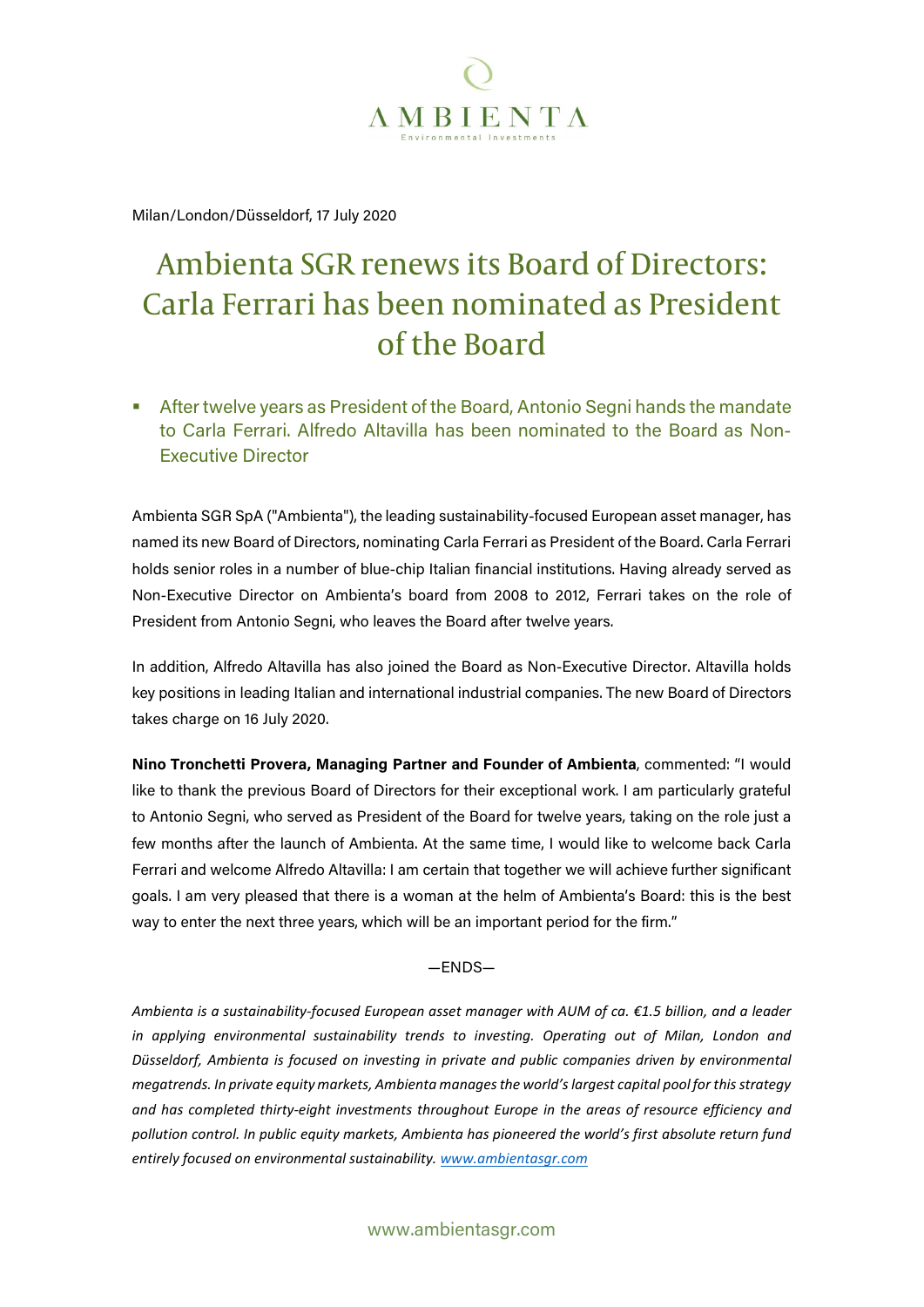AMBIENTA
Environmental Investments

Milan/London/Düsseldorf, 17 July 2020

# Ambienta SGR renews its Board of Directors: Carla Ferrari has been nominated as President of the Board

- After twelve years as President of the Board, Antonio Segni hands the mandate to Carla Ferrari. Alfredo Altavilla has been nominated to the Board as Non-Executive Director

Ambienta SGR SpA ("Ambienta"), the leading sustainability-focused European asset manager, has named its new Board of Directors, nominating Carla Ferrari as President of the Board. Carla Ferrari holds senior roles in a number of blue-chip Italian financial institutions. Having already served as Non-Executive Director on Ambienta's board from 2008 to 2012, Ferrari takes on the role of President from Antonio Segni, who leaves the Board after twelve years.

In addition, Alfredo Altavilla has also joined the Board as Non-Executive Director. Altavilla holds key positions in leading Italian and international industrial companies. The new Board of Directors takes charge on 16 July 2020.

**Nino Tronchetti Provera, Managing Partner and Founder of Ambienta**, commented: "I would like to thank the previous Board of Directors for their exceptional work. I am particularly grateful to Antonio Segni, who served as President of the Board for twelve years, taking on the role just a few months after the launch of Ambienta. At the same time, I would like to welcome back Carla Ferrari and welcome Alfredo Altavilla: I am certain that together we will achieve further significant goals. I am very pleased that there is a woman at the helm of Ambienta's Board: this is the best way to enter the next three years, which will be an important period for the firm."

—ENDS—

*Ambienta is a sustainability-focused European asset manager with AUM of ca. €1.5 billion, and a leader in applying environmental sustainability trends to investing. Operating out of Milan, London and Düsseldorf, Ambienta is focused on investing in private and public companies driven by environmental megatrends. In private equity markets, Ambienta manages the world's largest capital pool for this strategy and has completed thirty-eight investments throughout Europe in the areas of resource efficiency and pollution control. In public equity markets, Ambienta has pioneered the world's first absolute return fund entirely focused on environmental sustainability. [www.ambientasgr.com](http://www.ambientasgr.com)*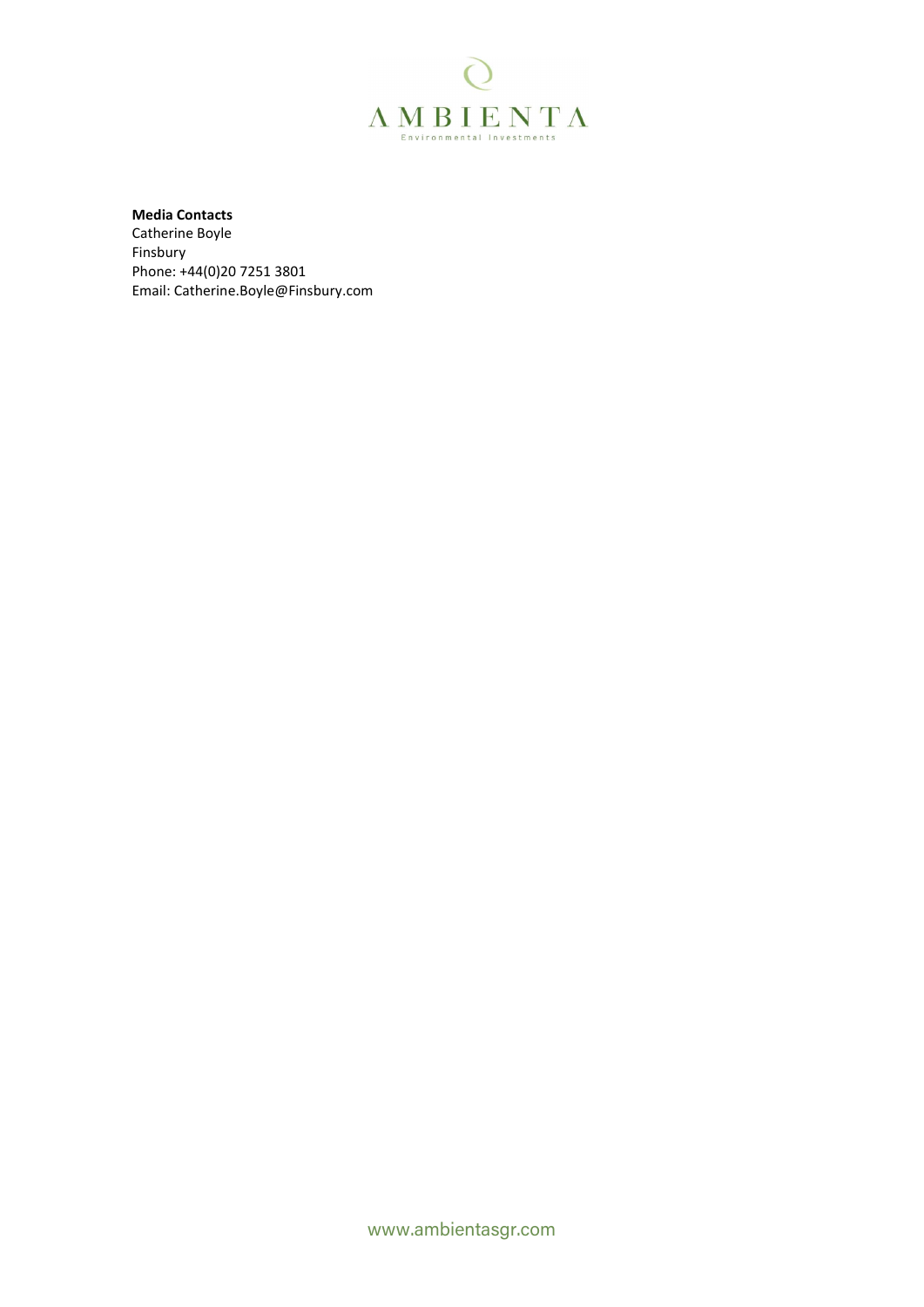**Media Contacts**
Catherine Boyle
Finsbury
Phone: +44(0)20 7251 3801
Email: Catherine.Boyle@Finsbury.com